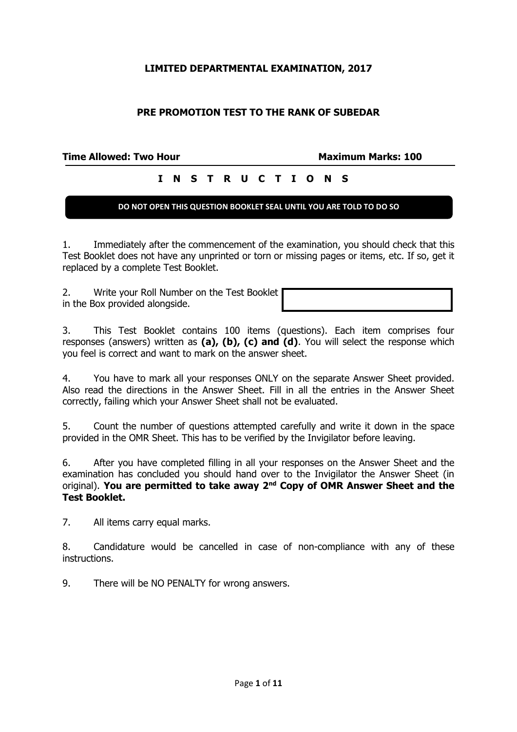# LIMITED DEPARTMENTAL EXAMINATION, 2017

## PRE PROMOTION TEST TO THE RANK OF SUBEDAR

**Time Allowed: Two Hour** **Maximum Marks: 100**

### I N S T R U C T I O N S

**DO NOT OPEN THIS QUESTION BOOKLET SEAL UNTIL YOU ARE TOLD TO DO SO**

1. Immediately after the commencement of the examination, you should check that this Test Booklet does not have any unprinted or torn or missing pages or items, etc. If so, get it replaced by a complete Test Booklet.

2. Write your Roll Number on the Test Booklet in the Box provided alongside.

3. This Test Booklet contains 100 items (questions). Each item comprises four responses (answers) written as **(a), (b), (c) and (d)**. You will select the response which you feel is correct and want to mark on the answer sheet.

4. You have to mark all your responses ONLY on the separate Answer Sheet provided. Also read the directions in the Answer Sheet. Fill in all the entries in the Answer Sheet correctly, failing which your Answer Sheet shall not be evaluated.

5. Count the number of questions attempted carefully and write it down in the space provided in the OMR Sheet. This has to be verified by the Invigilator before leaving.

6. After you have completed filling in all your responses on the Answer Sheet and the examination has concluded you should hand over to the Invigilator the Answer Sheet (in original). **You are permitted to take away 2nd Copy of OMR Answer Sheet and the Test Booklet.**

7. All items carry equal marks.

8. Candidature would be cancelled in case of non-compliance with any of these instructions.

9. There will be NO PENALTY for wrong answers.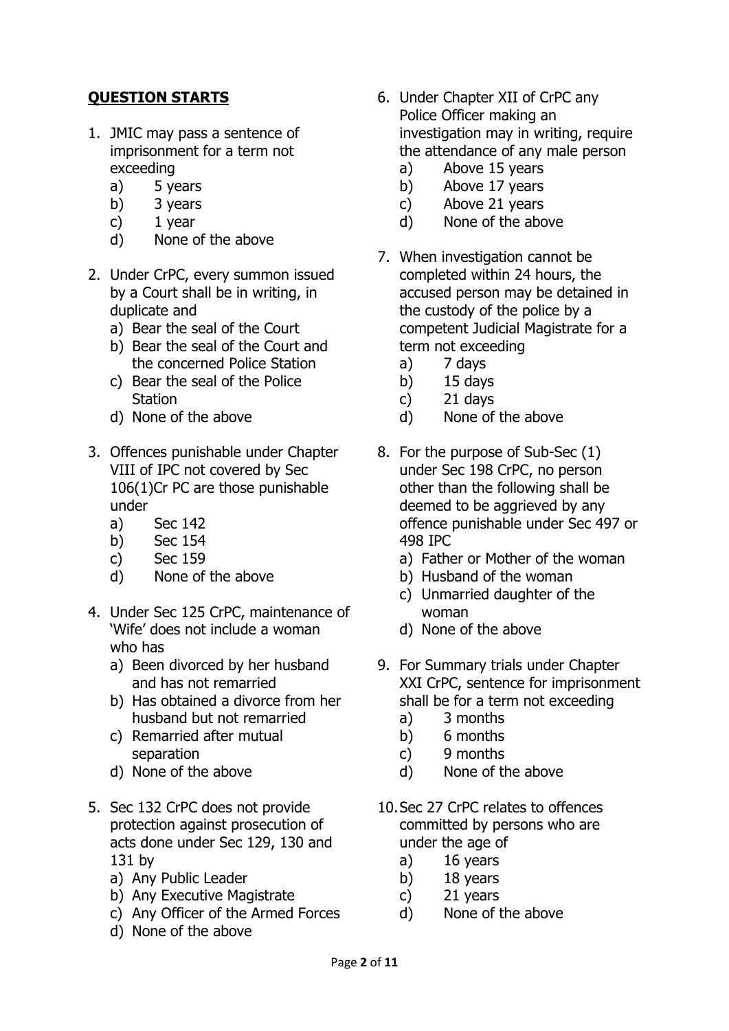## **QUESTION STARTS**

1. JMIC may pass a sentence of imprisonment for a term not exceeding
   a) 5 years
   b) 3 years
   c) 1 year
   d) None of the above

2. Under CrPC, every summon issued by a Court shall be in writing, in duplicate and
   a) Bear the seal of the Court
   b) Bear the seal of the Court and the concerned Police Station
   c) Bear the seal of the Police Station
   d) None of the above

3. Offences punishable under Chapter VIII of IPC not covered by Sec 106(1)Cr PC are those punishable under
   a) Sec 142
   b) Sec 154
   c) Sec 159
   d) None of the above

4. Under Sec 125 CrPC, maintenance of 'Wife' does not include a woman who has
   a) Been divorced by her husband and has not remarried
   b) Has obtained a divorce from her husband but not remarried
   c) Remarried after mutual separation
   d) None of the above

5. Sec 132 CrPC does not provide protection against prosecution of acts done under Sec 129, 130 and 131 by
   a) Any Public Leader
   b) Any Executive Magistrate
   c) Any Officer of the Armed Forces
   d) None of the above

6. Under Chapter XII of CrPC any Police Officer making an investigation may in writing, require the attendance of any male person
   a) Above 15 years
   b) Above 17 years
   c) Above 21 years
   d) None of the above

7. When investigation cannot be completed within 24 hours, the accused person may be detained in the custody of the police by a competent Judicial Magistrate for a term not exceeding
   a) 7 days
   b) 15 days
   c) 21 days
   d) None of the above

8. For the purpose of Sub-Sec (1) under Sec 198 CrPC, no person other than the following shall be deemed to be aggrieved by any offence punishable under Sec 497 or 498 IPC
   a) Father or Mother of the woman
   b) Husband of the woman
   c) Unmarried daughter of the woman
   d) None of the above

9. For Summary trials under Chapter XXI CrPC, sentence for imprisonment shall be for a term not exceeding
   a) 3 months
   b) 6 months
   c) 9 months
   d) None of the above

10. Sec 27 CrPC relates to offences committed by persons who are under the age of
    a) 16 years
    b) 18 years
    c) 21 years
    d) None of the above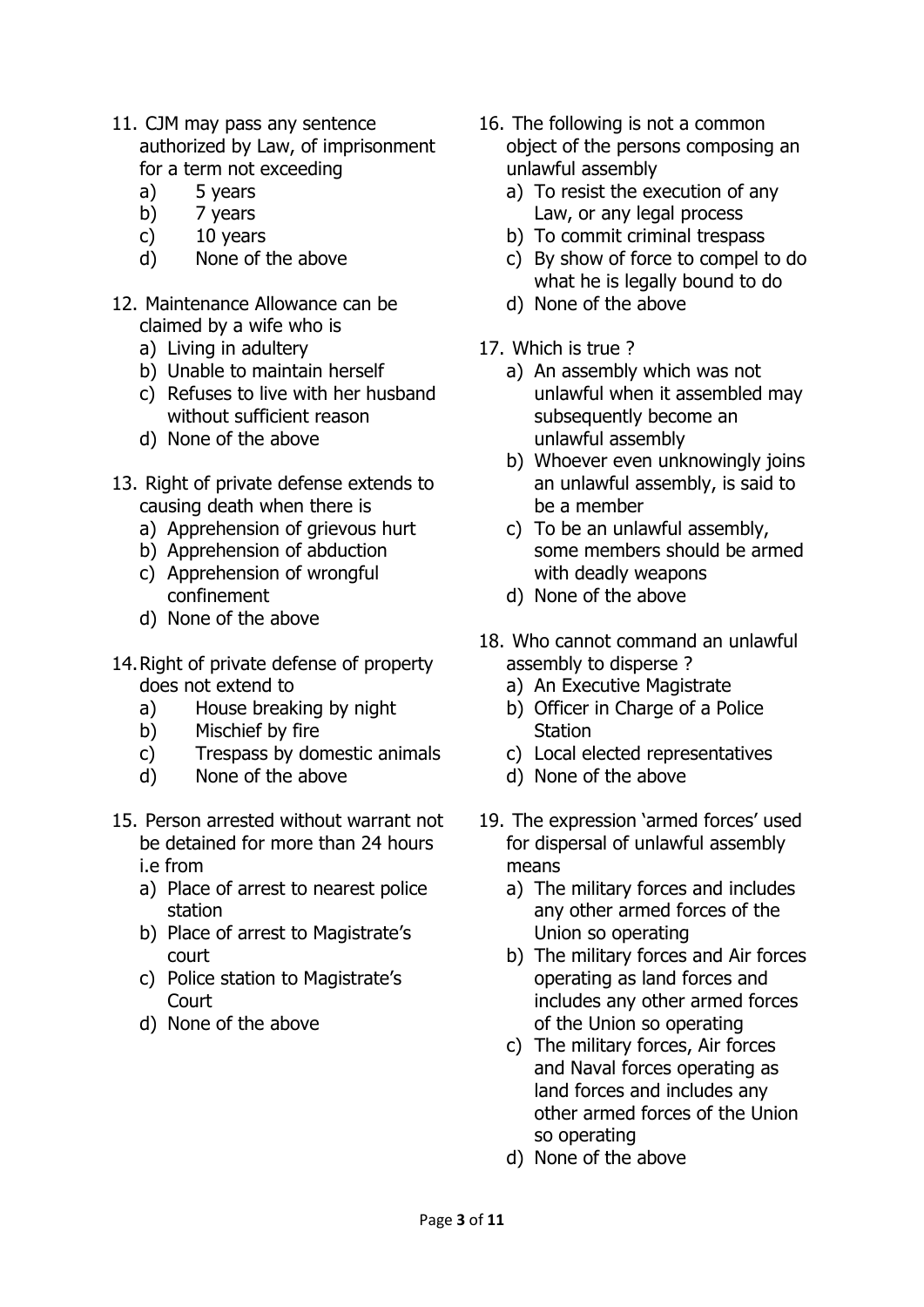11. CJM may pass any sentence authorized by Law, of imprisonment for a term not exceeding
    a) 5 years
    b) 7 years
    c) 10 years
    d) None of the above

12. Maintenance Allowance can be claimed by a wife who is
    a) Living in adultery
    b) Unable to maintain herself
    c) Refuses to live with her husband without sufficient reason
    d) None of the above

13. Right of private defense extends to causing death when there is
    a) Apprehension of grievous hurt
    b) Apprehension of abduction
    c) Apprehension of wrongful confinement
    d) None of the above

14. Right of private defense of property does not extend to
    a) House breaking by night
    b) Mischief by fire
    c) Trespass by domestic animals
    d) None of the above

15. Person arrested without warrant not be detained for more than 24 hours i.e from
    a) Place of arrest to nearest police station
    b) Place of arrest to Magistrate's court
    c) Police station to Magistrate's Court
    d) None of the above

16. The following is not a common object of the persons composing an unlawful assembly
    a) To resist the execution of any Law, or any legal process
    b) To commit criminal trespass
    c) By show of force to compel to do what he is legally bound to do
    d) None of the above

17. Which is true ?
    a) An assembly which was not unlawful when it assembled may subsequently become an unlawful assembly
    b) Whoever even unknowingly joins an unlawful assembly, is said to be a member
    c) To be an unlawful assembly, some members should be armed with deadly weapons
    d) None of the above

18. Who cannot command an unlawful assembly to disperse ?
    a) An Executive Magistrate
    b) Officer in Charge of a Police Station
    c) Local elected representatives
    d) None of the above

19. The expression 'armed forces' used for dispersal of unlawful assembly means
    a) The military forces and includes any other armed forces of the Union so operating
    b) The military forces and Air forces operating as land forces and includes any other armed forces of the Union so operating
    c) The military forces, Air forces and Naval forces operating as land forces and includes any other armed forces of the Union so operating
    d) None of the above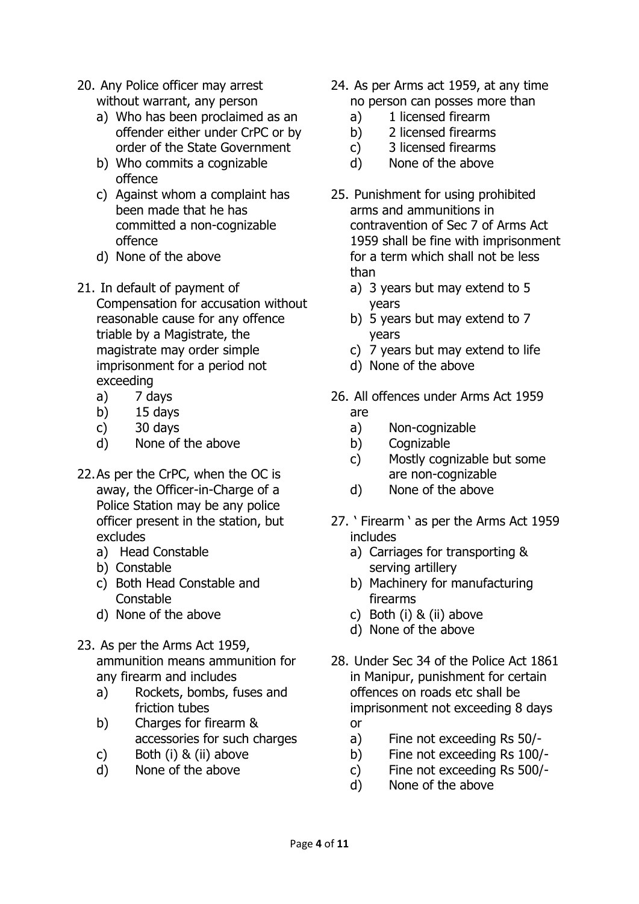20. Any Police officer may arrest without warrant, any person
    a) Who has been proclaimed as an offender either under CrPC or by order of the State Government
    b) Who commits a cognizable offence
    c) Against whom a complaint has been made that he has committed a non-cognizable offence
    d) None of the above

21. In default of payment of Compensation for accusation without reasonable cause for any offence triable by a Magistrate, the magistrate may order simple imprisonment for a period not exceeding
    a) 7 days
    b) 15 days
    c) 30 days
    d) None of the above

22. As per the CrPC, when the OC is away, the Officer-in-Charge of a Police Station may be any police officer present in the station, but excludes
    a) Head Constable
    b) Constable
    c) Both Head Constable and Constable
    d) None of the above

23. As per the Arms Act 1959, ammunition means ammunition for any firearm and includes
    a) Rockets, bombs, fuses and friction tubes
    b) Charges for firearm & accessories for such charges
    c) Both (i) & (ii) above
    d) None of the above

24. As per Arms act 1959, at any time no person can posses more than
    a) 1 licensed firearm
    b) 2 licensed firearms
    c) 3 licensed firearms
    d) None of the above

25. Punishment for using prohibited arms and ammunitions in contravention of Sec 7 of Arms Act 1959 shall be fine with imprisonment for a term which shall not be less than
    a) 3 years but may extend to 5 years
    b) 5 years but may extend to 7 years
    c) 7 years but may extend to life
    d) None of the above

26. All offences under Arms Act 1959 are
    a) Non-cognizable
    b) Cognizable
    c) Mostly cognizable but some are non-cognizable
    d) None of the above

27. ' Firearm ' as per the Arms Act 1959 includes
    a) Carriages for transporting & serving artillery
    b) Machinery for manufacturing firearms
    c) Both (i) & (ii) above
    d) None of the above

28. Under Sec 34 of the Police Act 1861 in Manipur, punishment for certain offences on roads etc shall be imprisonment not exceeding 8 days or
    a) Fine not exceeding Rs 50/-
    b) Fine not exceeding Rs 100/-
    c) Fine not exceeding Rs 500/-
    d) None of the above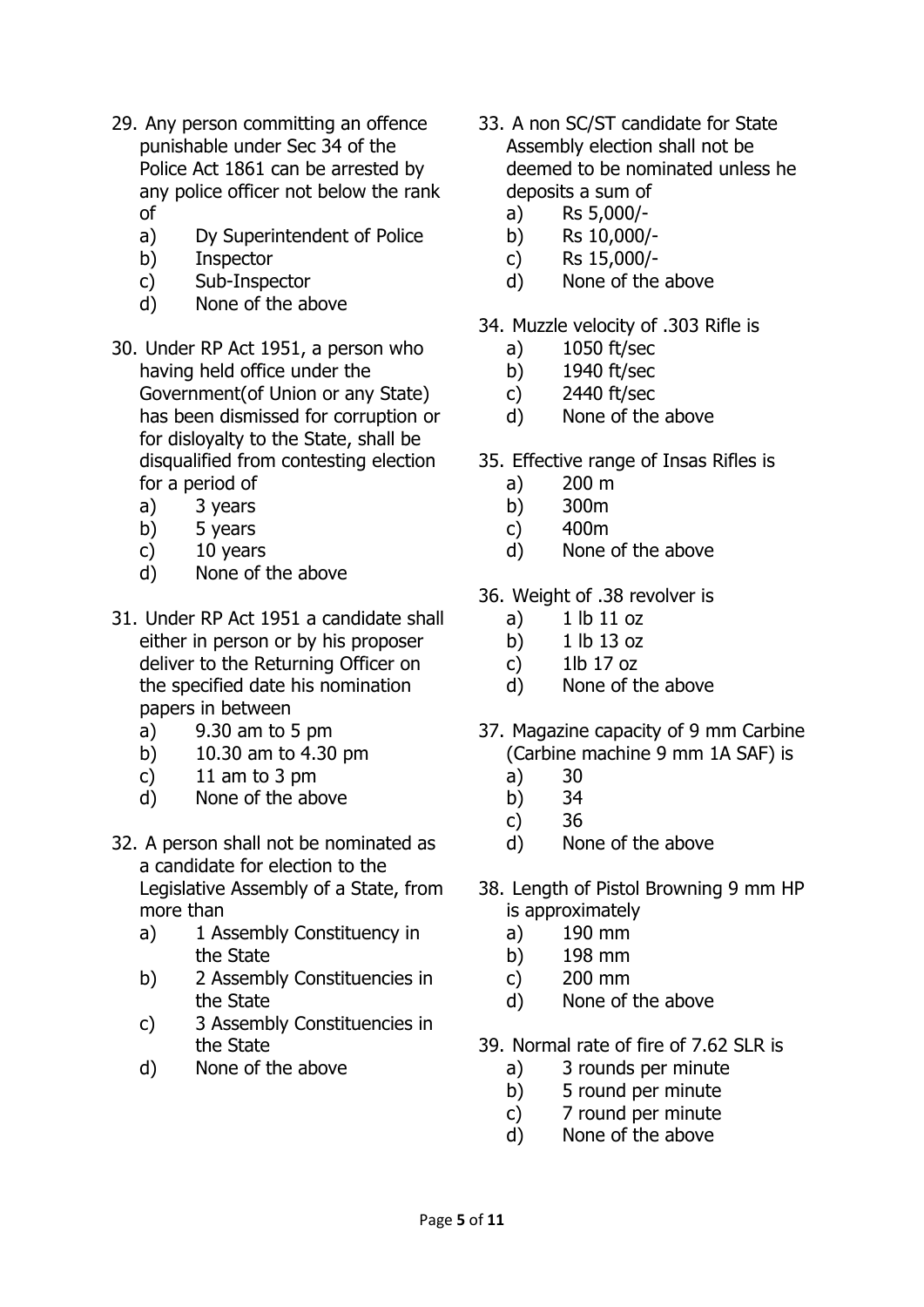29. Any person committing an offence punishable under Sec 34 of the Police Act 1861 can be arrested by any police officer not below the rank of
    a) Dy Superintendent of Police
    b) Inspector
    c) Sub-Inspector
    d) None of the above

30. Under RP Act 1951, a person who having held office under the Government(of Union or any State) has been dismissed for corruption or for disloyalty to the State, shall be disqualified from contesting election for a period of
    a) 3 years
    b) 5 years
    c) 10 years
    d) None of the above

31. Under RP Act 1951 a candidate shall either in person or by his proposer deliver to the Returning Officer on the specified date his nomination papers in between
    a) 9.30 am to 5 pm
    b) 10.30 am to 4.30 pm
    c) 11 am to 3 pm
    d) None of the above

32. A person shall not be nominated as a candidate for election to the Legislative Assembly of a State, from more than
    a) 1 Assembly Constituency in the State
    b) 2 Assembly Constituencies in the State
    c) 3 Assembly Constituencies in the State
    d) None of the above

33. A non SC/ST candidate for State Assembly election shall not be deemed to be nominated unless he deposits a sum of
    a) Rs 5,000/-
    b) Rs 10,000/-
    c) Rs 15,000/-
    d) None of the above

34. Muzzle velocity of .303 Rifle is
    a) 1050 ft/sec
    b) 1940 ft/sec
    c) 2440 ft/sec
    d) None of the above

35. Effective range of Insas Rifles is
    a) 200 m
    b) 300m
    c) 400m
    d) None of the above

36. Weight of .38 revolver is
    a) 1 lb 11 oz
    b) 1 lb 13 oz
    c) 1lb 17 oz
    d) None of the above

37. Magazine capacity of 9 mm Carbine (Carbine machine 9 mm 1A SAF) is
    a) 30
    b) 34
    c) 36
    d) None of the above

38. Length of Pistol Browning 9 mm HP is approximately
    a) 190 mm
    b) 198 mm
    c) 200 mm
    d) None of the above

39. Normal rate of fire of 7.62 SLR is
    a) 3 rounds per minute
    b) 5 round per minute
    c) 7 round per minute
    d) None of the above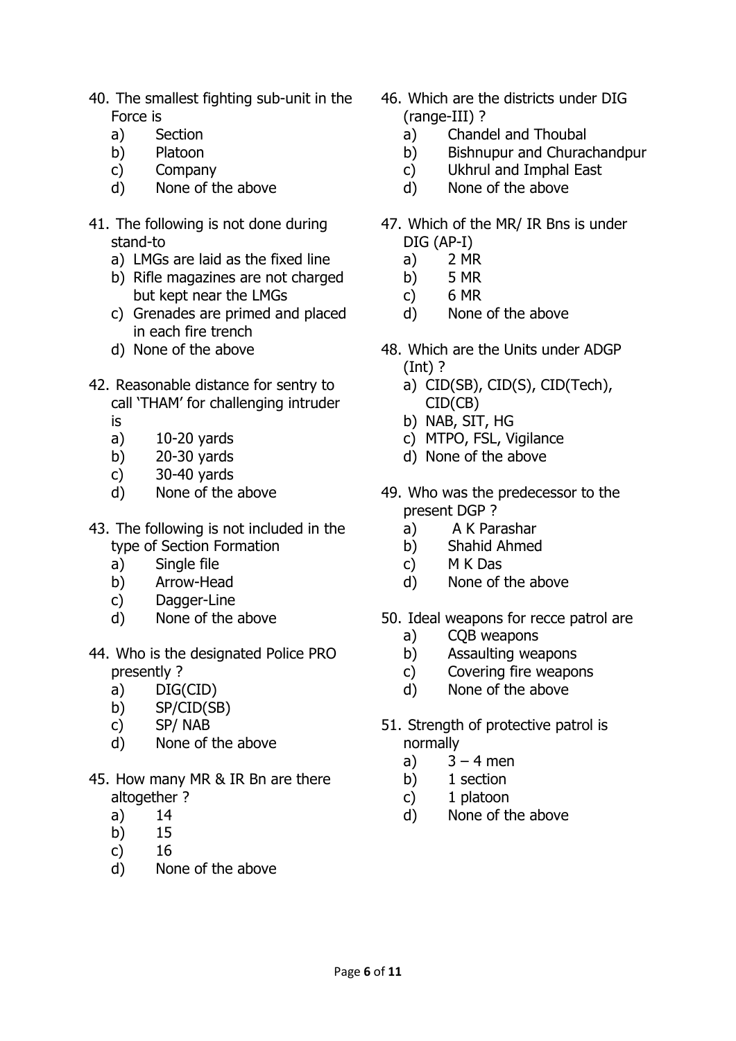40. The smallest fighting sub-unit in the Force is
    a) Section
    b) Platoon
    c) Company
    d) None of the above

41. The following is not done during stand-to
    a) LMGs are laid as the fixed line
    b) Rifle magazines are not charged but kept near the LMGs
    c) Grenades are primed and placed in each fire trench
    d) None of the above

42. Reasonable distance for sentry to call 'THAM' for challenging intruder is
    a) 10-20 yards
    b) 20-30 yards
    c) 30-40 yards
    d) None of the above

43. The following is not included in the type of Section Formation
    a) Single file
    b) Arrow-Head
    c) Dagger-Line
    d) None of the above

44. Who is the designated Police PRO presently ?
    a) DIG(CID)
    b) SP/CID(SB)
    c) SP/ NAB
    d) None of the above

45. How many MR & IR Bn are there altogether ?
    a) 14
    b) 15
    c) 16
    d) None of the above

46. Which are the districts under DIG (range-III) ?
    a) Chandel and Thoubal
    b) Bishnupur and Churachandpur
    c) Ukhrul and Imphal East
    d) None of the above

47. Which of the MR/ IR Bns is under DIG (AP-I)
    a) 2 MR
    b) 5 MR
    c) 6 MR
    d) None of the above

48. Which are the Units under ADGP (Int) ?
    a) CID(SB), CID(S), CID(Tech), CID(CB)
    b) NAB, SIT, HG
    c) MTPO, FSL, Vigilance
    d) None of the above

49. Who was the predecessor to the present DGP ?
    a) A K Parashar
    b) Shahid Ahmed
    c) M K Das
    d) None of the above

50. Ideal weapons for recce patrol are
    a) CQB weapons
    b) Assaulting weapons
    c) Covering fire weapons
    d) None of the above

51. Strength of protective patrol is normally
    a) 3 – 4 men
    b) 1 section
    c) 1 platoon
    d) None of the above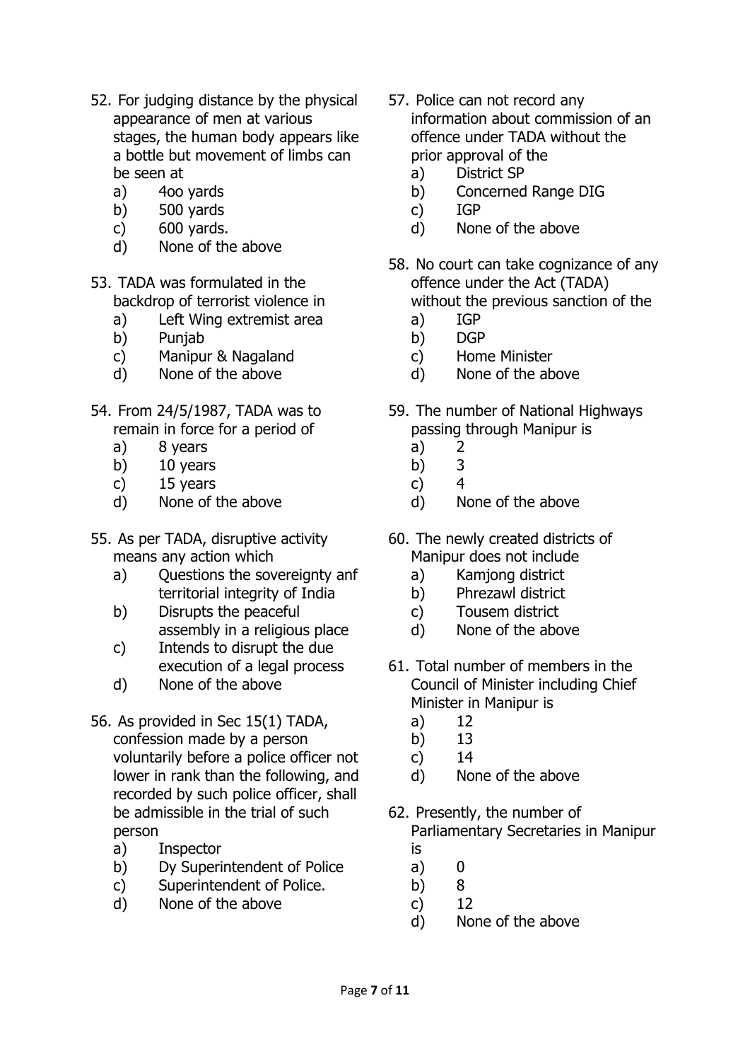52. For judging distance by the physical appearance of men at various stages, the human body appears like a bottle but movement of limbs can be seen at
    - a) 4oo yards
    - b) 500 yards
    - c) 600 yards.
    - d) None of the above

53. TADA was formulated in the backdrop of terrorist violence in
    - a) Left Wing extremist area
    - b) Punjab
    - c) Manipur & Nagaland
    - d) None of the above

54. From 24/5/1987, TADA was to remain in force for a period of
    - a) 8 years
    - b) 10 years
    - c) 15 years
    - d) None of the above

55. As per TADA, disruptive activity means any action which
    - a) Questions the sovereignty anf territorial integrity of India
    - b) Disrupts the peaceful assembly in a religious place
    - c) Intends to disrupt the due execution of a legal process
    - d) None of the above

56. As provided in Sec 15(1) TADA, confession made by a person voluntarily before a police officer not lower in rank than the following, and recorded by such police officer, shall be admissible in the trial of such person
    - a) Inspector
    - b) Dy Superintendent of Police
    - c) Superintendent of Police.
    - d) None of the above

57. Police can not record any information about commission of an offence under TADA without the prior approval of the
    - a) District SP
    - b) Concerned Range DIG
    - c) IGP
    - d) None of the above

58. No court can take cognizance of any offence under the Act (TADA) without the previous sanction of the
    - a) IGP
    - b) DGP
    - c) Home Minister
    - d) None of the above

59. The number of National Highways passing through Manipur is
    - a) 2
    - b) 3
    - c) 4
    - d) None of the above

60. The newly created districts of Manipur does not include
    - a) Kamjong district
    - b) Phrezawl district
    - c) Tousem district
    - d) None of the above

61. Total number of members in the Council of Minister including Chief Minister in Manipur is
    - a) 12
    - b) 13
    - c) 14
    - d) None of the above

62. Presently, the number of Parliamentary Secretaries in Manipur is
    - a) 0
    - b) 8
    - c) 12
    - d) None of the above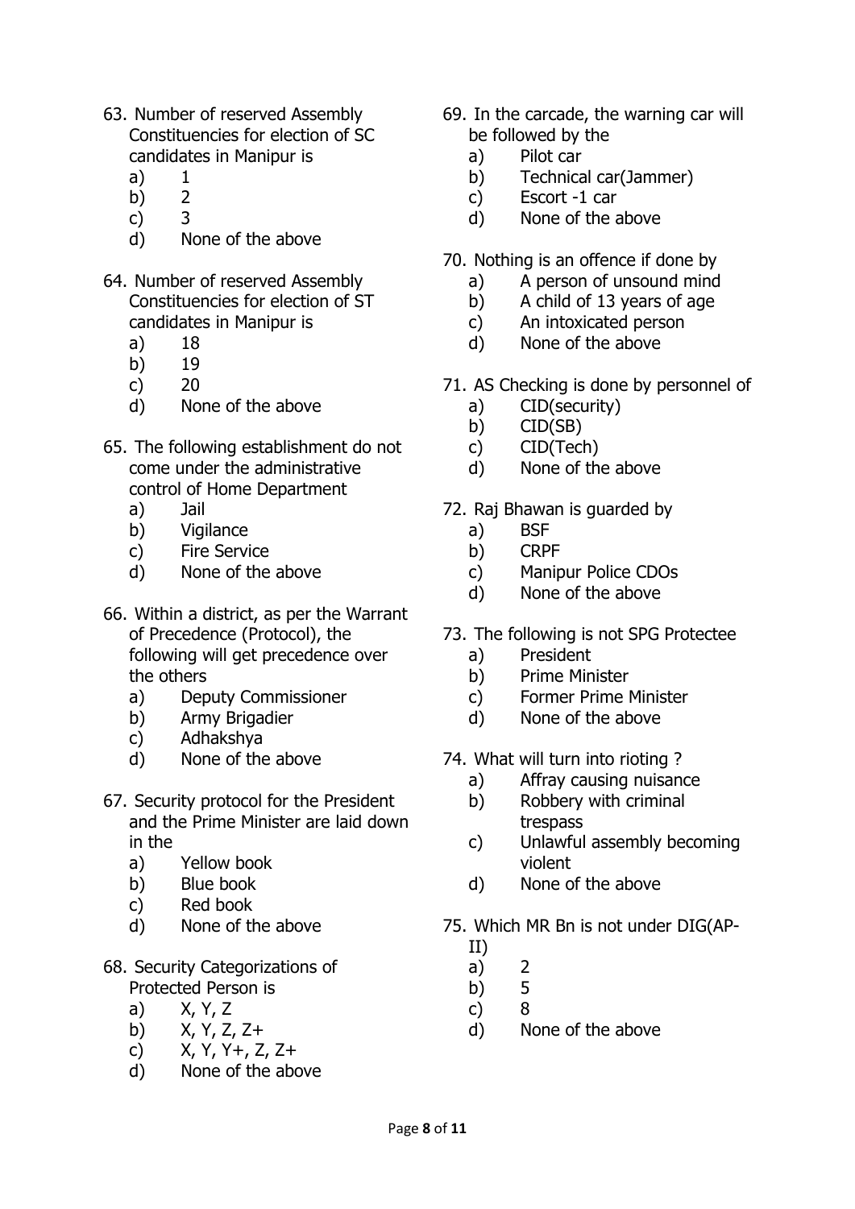63. Number of reserved Assembly Constituencies for election of SC candidates in Manipur is
    a) 1
    b) 2
    c) 3
    d) None of the above

64. Number of reserved Assembly Constituencies for election of ST candidates in Manipur is
    a) 18
    b) 19
    c) 20
    d) None of the above

65. The following establishment do not come under the administrative control of Home Department
    a) Jail
    b) Vigilance
    c) Fire Service
    d) None of the above

66. Within a district, as per the Warrant of Precedence (Protocol), the following will get precedence over the others
    a) Deputy Commissioner
    b) Army Brigadier
    c) Adhakshya
    d) None of the above

67. Security protocol for the President and the Prime Minister are laid down in the
    a) Yellow book
    b) Blue book
    c) Red book
    d) None of the above

68. Security Categorizations of Protected Person is
    a) X, Y, Z
    b) X, Y, Z, Z+
    c) X, Y, Y+, Z, Z+
    d) None of the above

69. In the carcade, the warning car will be followed by the
    a) Pilot car
    b) Technical car(Jammer)
    c) Escort -1 car
    d) None of the above

70. Nothing is an offence if done by
    a) A person of unsound mind
    b) A child of 13 years of age
    c) An intoxicated person
    d) None of the above

71. AS Checking is done by personnel of
    a) CID(security)
    b) CID(SB)
    c) CID(Tech)
    d) None of the above

72. Raj Bhawan is guarded by
    a) BSF
    b) CRPF
    c) Manipur Police CDOs
    d) None of the above

73. The following is not SPG Protectee
    a) President
    b) Prime Minister
    c) Former Prime Minister
    d) None of the above

74. What will turn into rioting ?
    a) Affray causing nuisance
    b) Robbery with criminal trespass
    c) Unlawful assembly becoming violent
    d) None of the above

75. Which MR Bn is not under DIG(AP-II)
    a) 2
    b) 5
    c) 8
    d) None of the above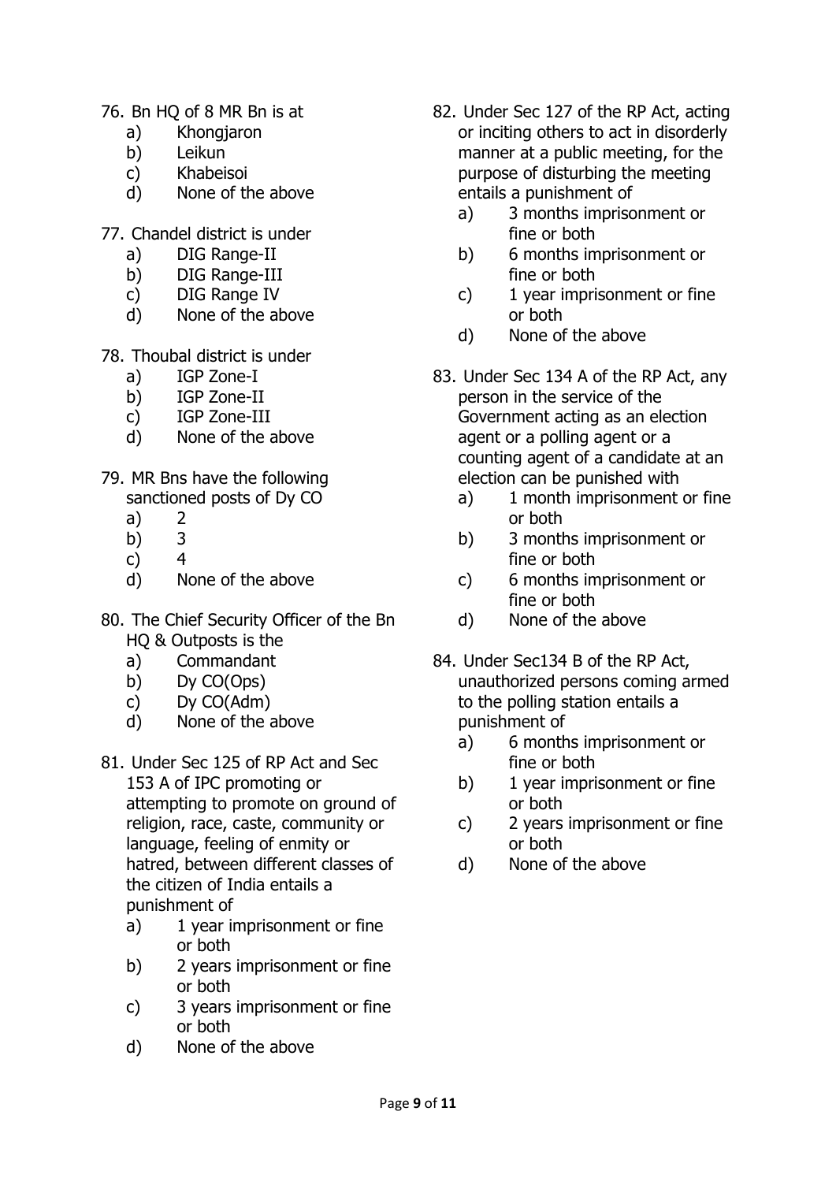76. Bn HQ of 8 MR Bn is at
    a) Khongjaron
    b) Leikun
    c) Khabeisoi
    d) None of the above

77. Chandel district is under
    a) DIG Range-II
    b) DIG Range-III
    c) DIG Range IV
    d) None of the above

78. Thoubal district is under
    a) IGP Zone-I
    b) IGP Zone-II
    c) IGP Zone-III
    d) None of the above

79. MR Bns have the following sanctioned posts of Dy CO
    a) 2
    b) 3
    c) 4
    d) None of the above

80. The Chief Security Officer of the Bn HQ & Outposts is the
    a) Commandant
    b) Dy CO(Ops)
    c) Dy CO(Adm)
    d) None of the above

81. Under Sec 125 of RP Act and Sec 153 A of IPC promoting or attempting to promote on ground of religion, race, caste, community or language, feeling of enmity or hatred, between different classes of the citizen of India entails a punishment of
    a) 1 year imprisonment or fine or both
    b) 2 years imprisonment or fine or both
    c) 3 years imprisonment or fine or both
    d) None of the above

82. Under Sec 127 of the RP Act, acting or inciting others to act in disorderly manner at a public meeting, for the purpose of disturbing the meeting entails a punishment of
    a) 3 months imprisonment or fine or both
    b) 6 months imprisonment or fine or both
    c) 1 year imprisonment or fine or both
    d) None of the above

83. Under Sec 134 A of the RP Act, any person in the service of the Government acting as an election agent or a polling agent or a counting agent of a candidate at an election can be punished with
    a) 1 month imprisonment or fine or both
    b) 3 months imprisonment or fine or both
    c) 6 months imprisonment or fine or both
    d) None of the above

84. Under Sec134 B of the RP Act, unauthorized persons coming armed to the polling station entails a punishment of
    a) 6 months imprisonment or fine or both
    b) 1 year imprisonment or fine or both
    c) 2 years imprisonment or fine or both
    d) None of the above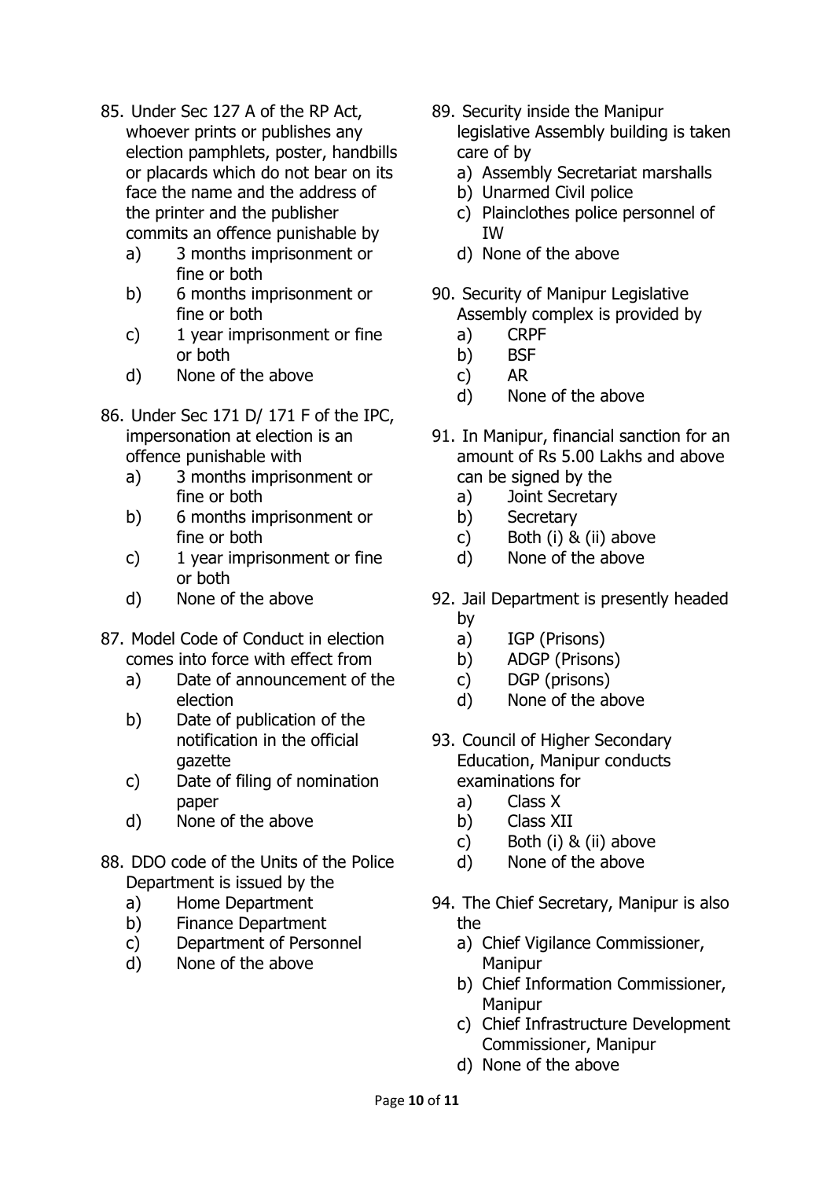85. Under Sec 127 A of the RP Act, whoever prints or publishes any election pamphlets, poster, handbills or placards which do not bear on its face the name and the address of the printer and the publisher commits an offence punishable by
    a) 3 months imprisonment or fine or both
    b) 6 months imprisonment or fine or both
    c) 1 year imprisonment or fine or both
    d) None of the above

86. Under Sec 171 D/ 171 F of the IPC, impersonation at election is an offence punishable with
    a) 3 months imprisonment or fine or both
    b) 6 months imprisonment or fine or both
    c) 1 year imprisonment or fine or both
    d) None of the above

87. Model Code of Conduct in election comes into force with effect from
    a) Date of announcement of the election
    b) Date of publication of the notification in the official gazette
    c) Date of filing of nomination paper
    d) None of the above

88. DDO code of the Units of the Police Department is issued by the
    a) Home Department
    b) Finance Department
    c) Department of Personnel
    d) None of the above

89. Security inside the Manipur legislative Assembly building is taken care of by
    a) Assembly Secretariat marshalls
    b) Unarmed Civil police
    c) Plainclothes police personnel of IW
    d) None of the above

90. Security of Manipur Legislative Assembly complex is provided by
    a) CRPF
    b) BSF
    c) AR
    d) None of the above

91. In Manipur, financial sanction for an amount of Rs 5.00 Lakhs and above can be signed by the
    a) Joint Secretary
    b) Secretary
    c) Both (i) & (ii) above
    d) None of the above

92. Jail Department is presently headed by
    a) IGP (Prisons)
    b) ADGP (Prisons)
    c) DGP (prisons)
    d) None of the above

93. Council of Higher Secondary Education, Manipur conducts examinations for
    a) Class X
    b) Class XII
    c) Both (i) & (ii) above
    d) None of the above

94. The Chief Secretary, Manipur is also the
    a) Chief Vigilance Commissioner, Manipur
    b) Chief Information Commissioner, Manipur
    c) Chief Infrastructure Development Commissioner, Manipur
    d) None of the above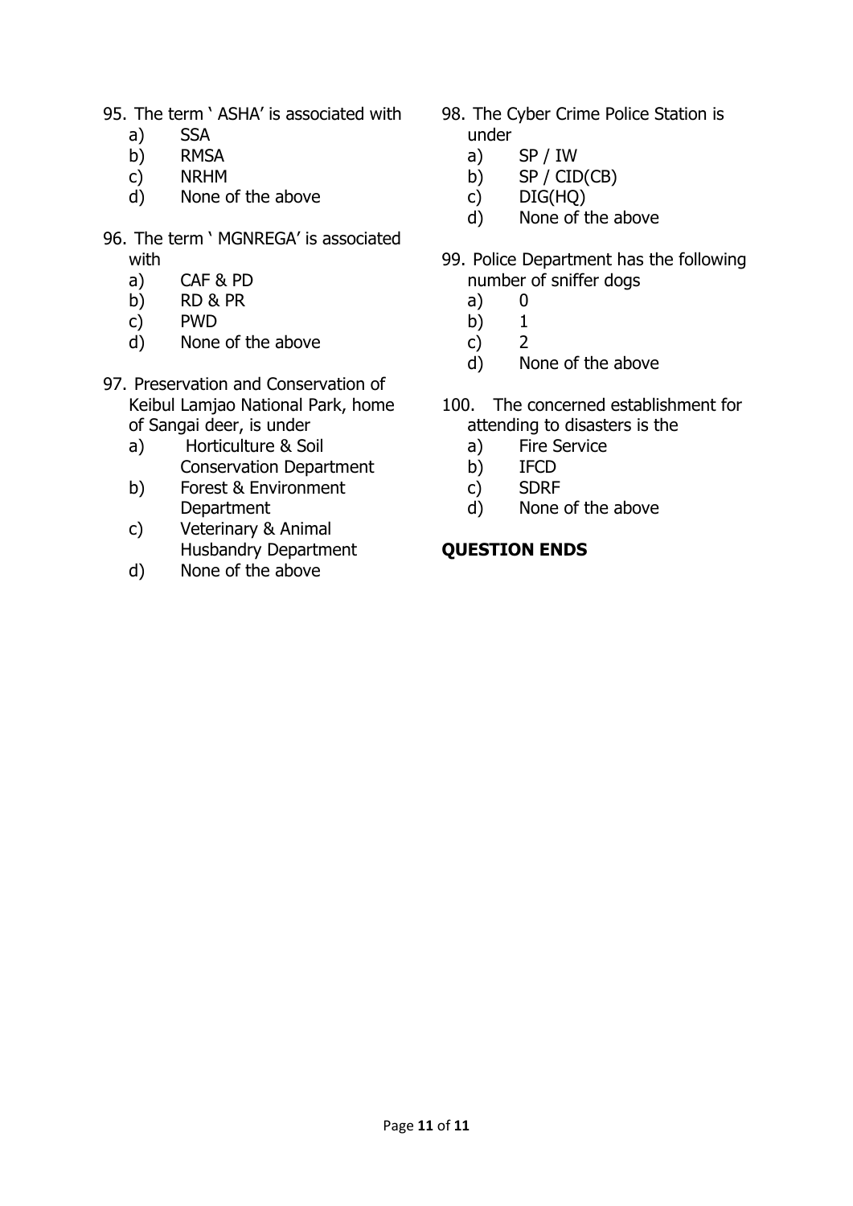95. The term ' ASHA' is associated with
    a) SSA
    b) RMSA
    c) NRHM
    d) None of the above

96. The term ' MGNREGA' is associated with
    a) CAF & PD
    b) RD & PR
    c) PWD
    d) None of the above

97. Preservation and Conservation of Keibul Lamjao National Park, home of Sangai deer, is under
    a) Horticulture & Soil Conservation Department
    b) Forest & Environment Department
    c) Veterinary & Animal Husbandry Department
    d) None of the above

98. The Cyber Crime Police Station is under
    a) SP / IW
    b) SP / CID(CB)
    c) DIG(HQ)
    d) None of the above

99. Police Department has the following number of sniffer dogs
    a) 0
    b) 1
    c) 2
    d) None of the above

100. The concerned establishment for attending to disasters is the
    a) Fire Service
    b) IFCD
    c) SDRF
    d) None of the above

**QUESTION ENDS**